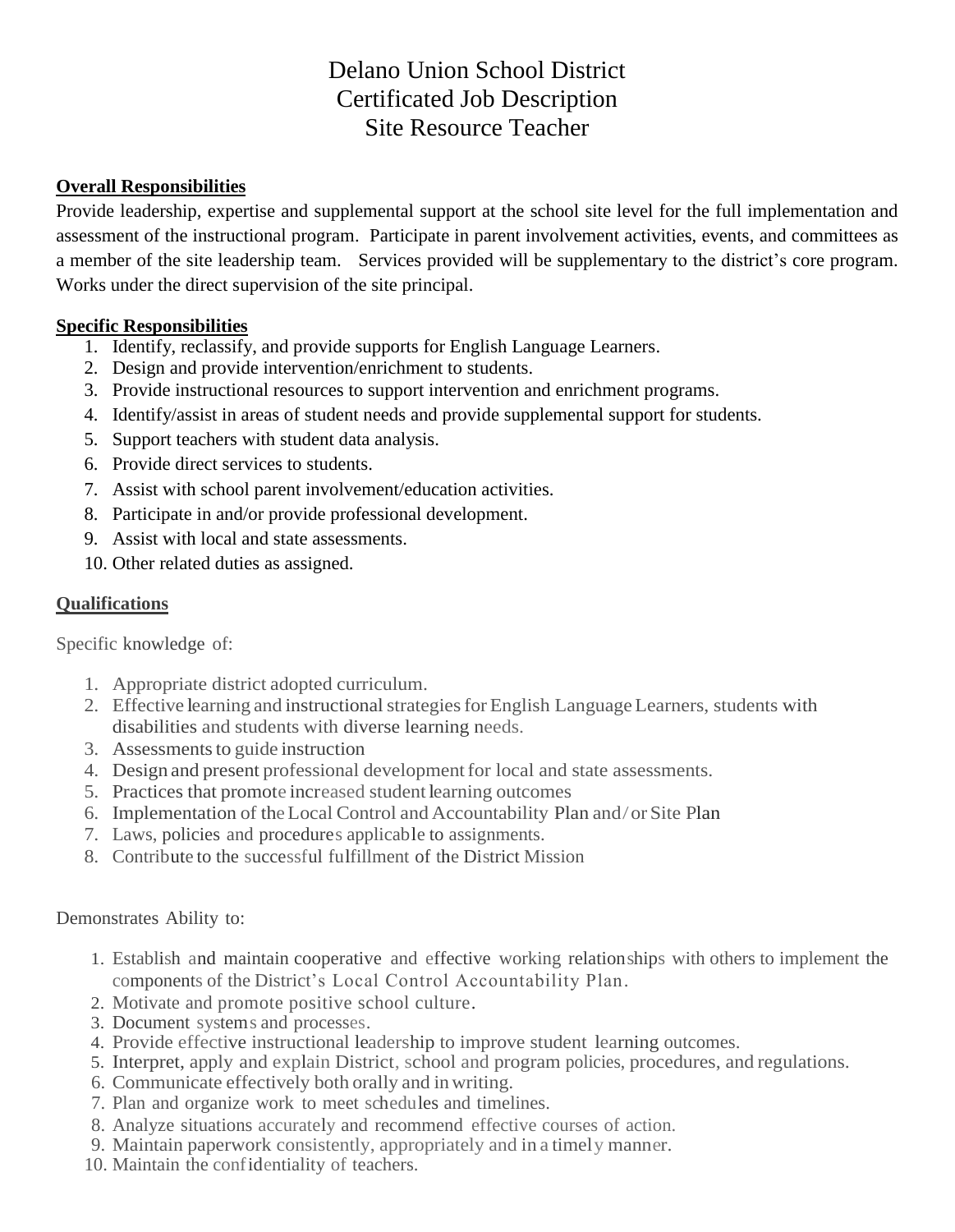# Delano Union School District
# Certificated Job Description
# Site Resource Teacher

**Overall Responsibilities**

Provide leadership, expertise and supplemental support at the school site level for the full implementation and assessment of the instructional program. Participate in parent involvement activities, events, and committees as a member of the site leadership team. Services provided will be supplementary to the district's core program. Works under the direct supervision of the site principal.

**Specific Responsibilities**

1. Identify, reclassify, and provide supports for English Language Learners.
2. Design and provide intervention/enrichment to students.
3. Provide instructional resources to support intervention and enrichment programs.
4. Identify/assist in areas of student needs and provide supplemental support for students.
5. Support teachers with student data analysis.
6. Provide direct services to students.
7. Assist with school parent involvement/education activities.
8. Participate in and/or provide professional development.
9. Assist with local and state assessments.
10. Other related duties as assigned.

**Qualifications**

Specific knowledge of:

1. Appropriate district adopted curriculum.
2. Effective learning and instructional strategies for English Language Learners, students with disabilities and students with diverse learning needs.
3. Assessments to guide instruction
4. Design and present professional development for local and state assessments.
5. Practices that promote increased student learning outcomes
6. Implementation of the Local Control and Accountability Plan and/or Site Plan
7. Laws, policies and procedures applicable to assignments.
8. Contribute to the successful fulfillment of the District Mission

Demonstrates Ability to:

1. Establish and maintain cooperative and effective working relationships with others to implement the components of the District's Local Control Accountability Plan.
2. Motivate and promote positive school culture.
3. Document systems and processes.
4. Provide effective instructional leadership to improve student learning outcomes.
5. Interpret, apply and explain District, school and program policies, procedures, and regulations.
6. Communicate effectively both orally and in writing.
7. Plan and organize work to meet schedules and timelines.
8. Analyze situations accurately and recommend effective courses of action.
9. Maintain paperwork consistently, appropriately and in a timely manner.
10. Maintain the confidentiality of teachers.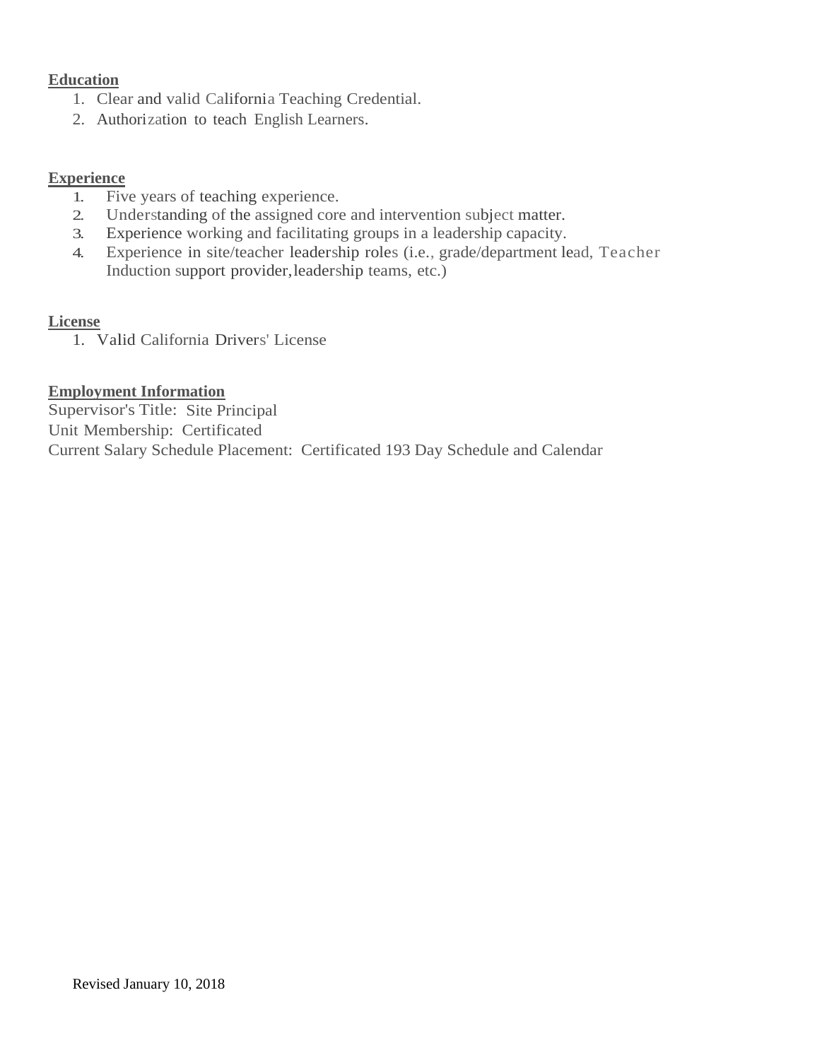**Education**

1. Clear and valid California Teaching Credential.
2. Authorization to teach English Learners.

**Experience**

1. Five years of teaching experience.
2. Understanding of the assigned core and intervention subject matter.
3. Experience working and facilitating groups in a leadership capacity.
4. Experience in site/teacher leadership roles (i.e., grade/department lead, Teacher Induction support provider, leadership teams, etc.)

**License**

1. Valid California Drivers' License

**Employment Information**

Supervisor's Title: Site Principal
Unit Membership: Certificated
Current Salary Schedule Placement: Certificated 193 Day Schedule and Calendar

Revised January 10, 2018